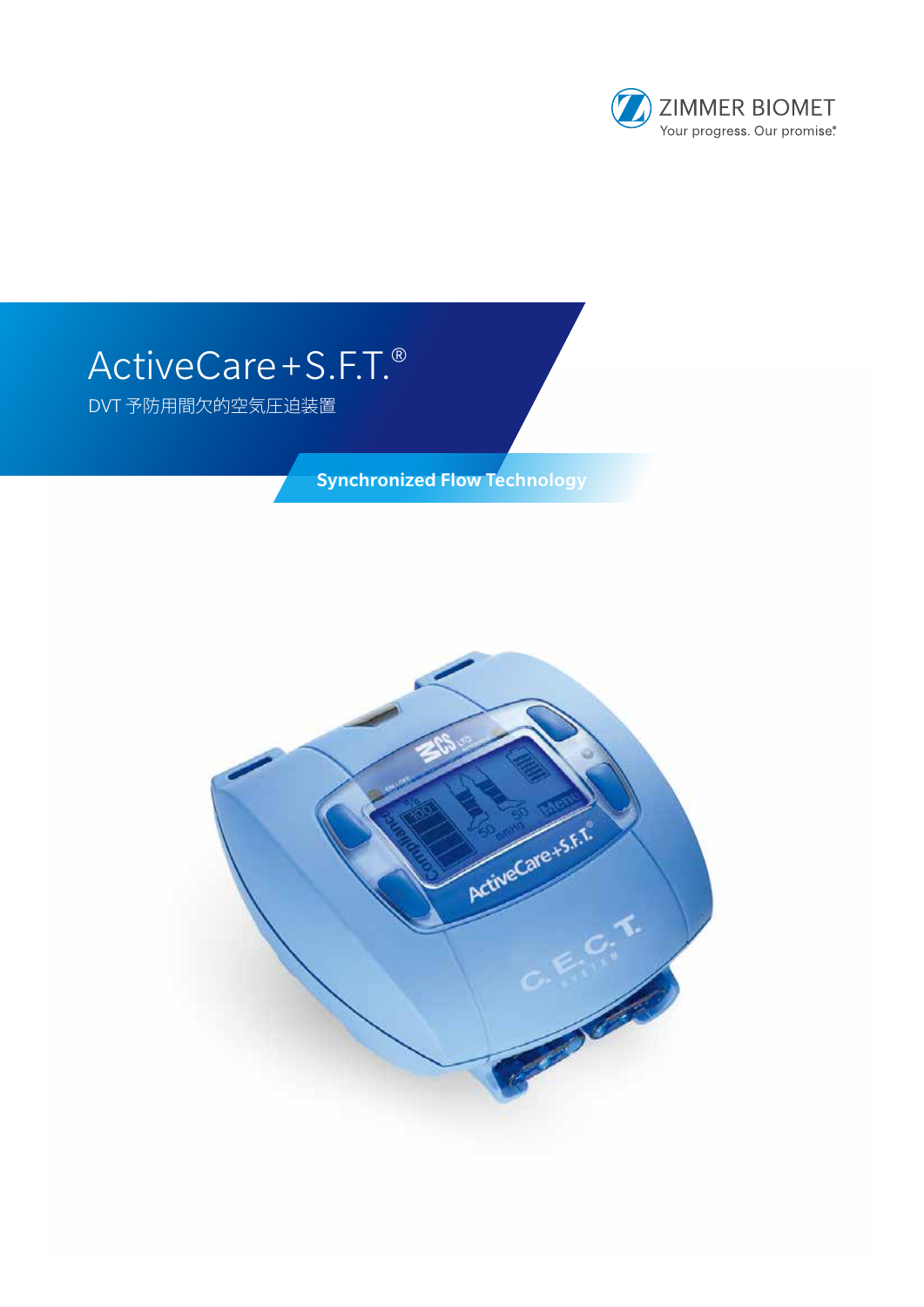ZIMMER BIOMET

Your progress. Our promise.®

# ActiveCare+S.F.T.®

DVT 予防用間欠的空気圧迫装置

**Synchronized Flow Technology**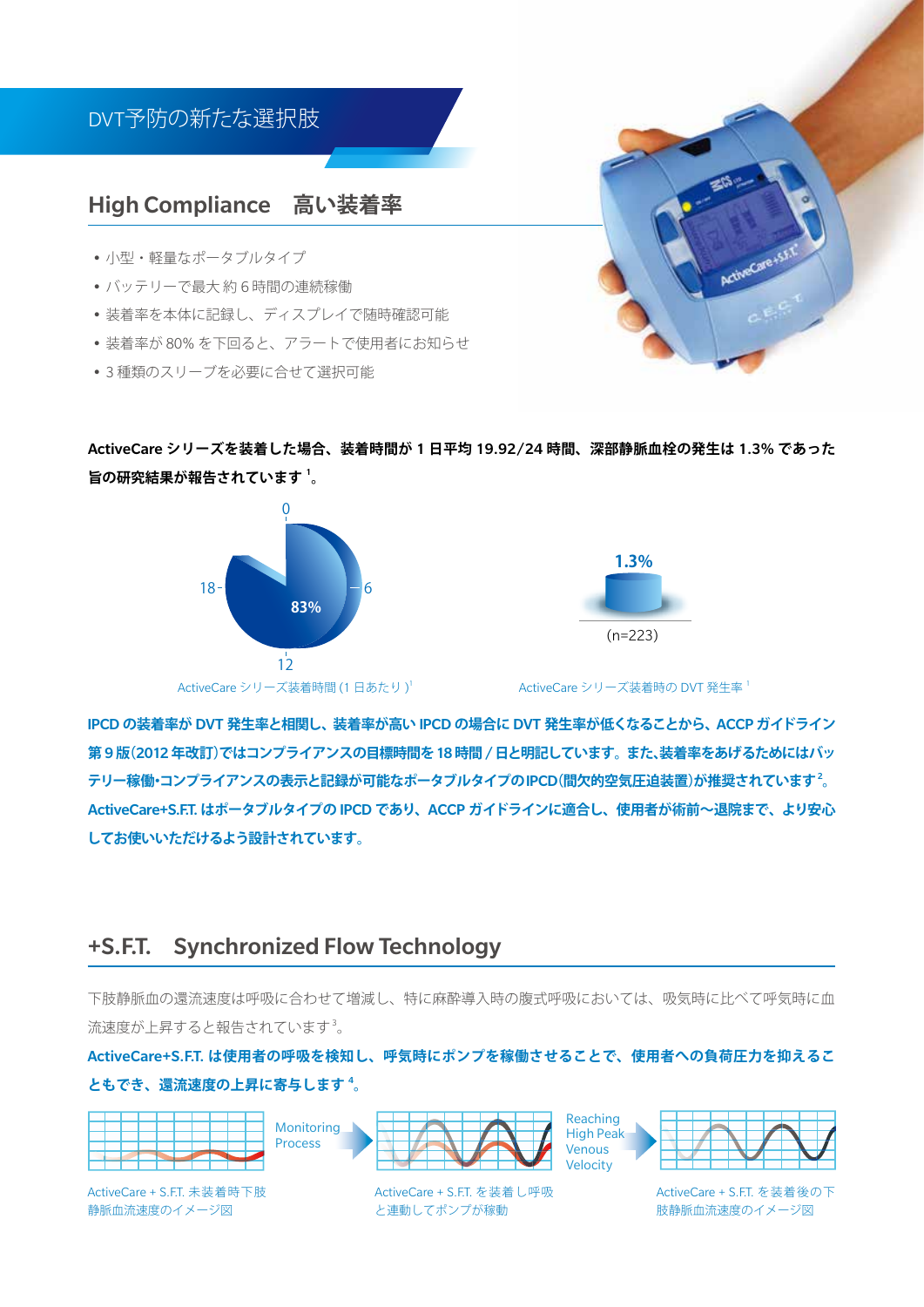# DVT予防の新たな選択肢

## High Compliance　高い装着率

- 小型・軽量なポータブルタイプ
- バッテリーで最大 約 6 時間の連続稼働
- 装着率を本体に記録し、ディスプレイで随時確認可能
- 装着率が 80% を下回ると、アラートで使用者にお知らせ
- 3 種類のスリーブを必要に合せて選択可能

**ActiveCare シリーズを装着した場合、装着時間が 1 日平均 19.92/24 時間、深部静脈血栓の発生は 1.3% であった旨の研究結果が報告されています [1]。**

0

18　83%　6

12

ActiveCare シリーズ装着時間 (1 日あたり )[1]

1.3%

(n=223)

ActiveCare シリーズ装着時の DVT 発生率 [1]

**IPCD の装着率が DVT 発生率と相関し、装着率が高い IPCD の場合に DVT 発生率が低くなることから、ACCP ガイドライン第 9 版(2012 年改訂)ではコンプライアンスの目標時間を 18 時間 / 日と明記しています。また、装着率をあげるためにはバッテリー稼働・コンプライアンスの表示と記録が可能なポータブルタイプの IPCD(間欠的空気圧迫装置)が推奨されています [2]。ActiveCare+S.F.T. はポータブルタイプの IPCD であり、ACCP ガイドラインに適合し、使用者が術前〜退院まで、より安心してお使いいただけるよう設計されています。**

## +S.F.T.　Synchronized Flow Technology

下肢静脈血の還流速度は呼吸に合わせて増減し、特に麻酔導入時の腹式呼吸においては、吸気時に比べて呼気時に血流速度が上昇すると報告されています [3]。

**ActiveCare+S.F.T. は使用者の呼吸を検知し、呼気時にポンプを稼働させることで、使用者への負荷圧力を抑えることもでき、還流速度の上昇に寄与します [4]。**

Monitoring Process

Reaching High Peak Venous Velocity

ActiveCare + S.F.T. 未装着時下肢静脈血流速度のイメージ図

ActiveCare + S.F.T. を装着し呼吸と連動してポンプが稼動

ActiveCare + S.F.T. を装着後の下肢静脈血流速度のイメージ図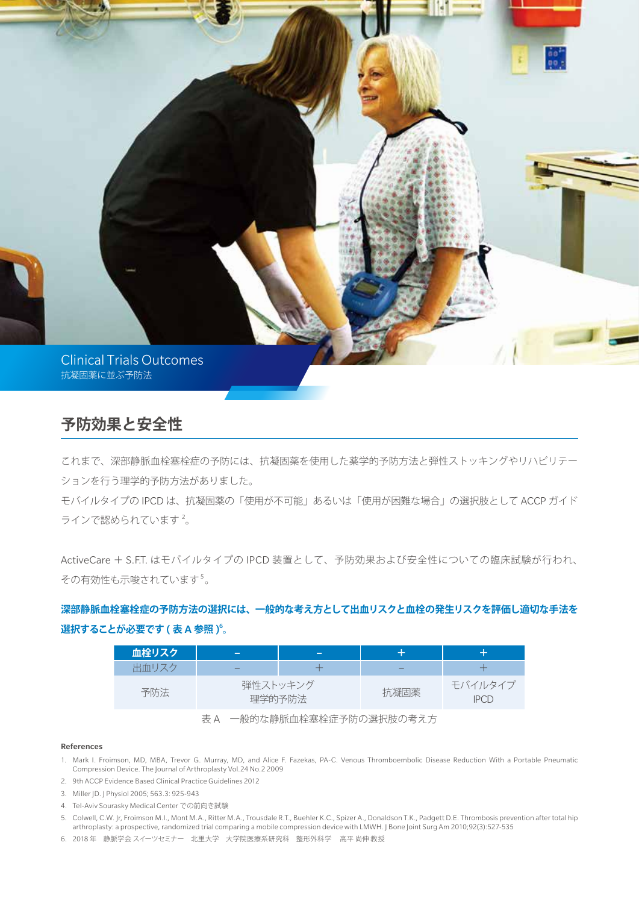Clinical Trials Outcomes

抗凝固薬に並ぶ予防法

## 予防効果と安全性

これまで、深部静脈血栓塞栓症の予防には、抗凝固薬を使用した薬学的予防方法と弾性ストッキングやリハビリテーションを行う理学的予防方法がありました。

モバイルタイプの IPCD は、抗凝固薬の「使用が不可能」あるいは「使用が困難な場合」の選択肢として ACCP ガイドラインで認められています[2]。

ActiveCare + S.F.T. はモバイルタイプの IPCD 装置として、予防効果および安全性についての臨床試験が行われ、その有効性も示唆されています[5]。

**深部静脈血栓塞栓症の予防方法の選択には、一般的な考え方として出血リスクと血栓の発生リスクを評価し適切な手法を選択することが必要です ( 表 A 参照 )[6]。**

| 血栓リスク | − | − | + | + |
|---|---|---|---|---|
| 出血リスク | − | + | − | + |
| 予防法 | 弾性ストッキング 理学的予防法 | | 抗凝固薬 | モバイルタイプ IPCD |

表 A　一般的な静脈血栓塞栓症予防の選択肢の考え方

**References**

1. Mark I. Froimson, MD, MBA, Trevor G. Murray, MD, and Alice F. Fazekas, PA-C. Venous Thromboembolic Disease Reduction With a Portable Pneumatic Compression Device. The Journal of Arthroplasty Vol.24 No.2 2009
2. 9th ACCP Evidence Based Clinical Practice Guidelines 2012
3. Miller JD. J Physiol 2005; 563.3: 925-943
4. Tel-Aviv Sourasky Medical Center での前向き試験
5. Colwell, C.W. Jr, Froimson M.I., Mont M.A., Ritter M.A., Trousdale R.T., Buehler K.C., Spizer A., Donaldson T.K., Padgett D.E. Thrombosis prevention after total hip arthroplasty: a prospective, randomized trial comparing a mobile compression device with LMWH. J Bone Joint Surg Am 2010;92(3):527-535
6. 2018 年　静脈学会 スイーツセミナー　北里大学　大学院医療系研究科　整形外科学　高平 尚伸 教授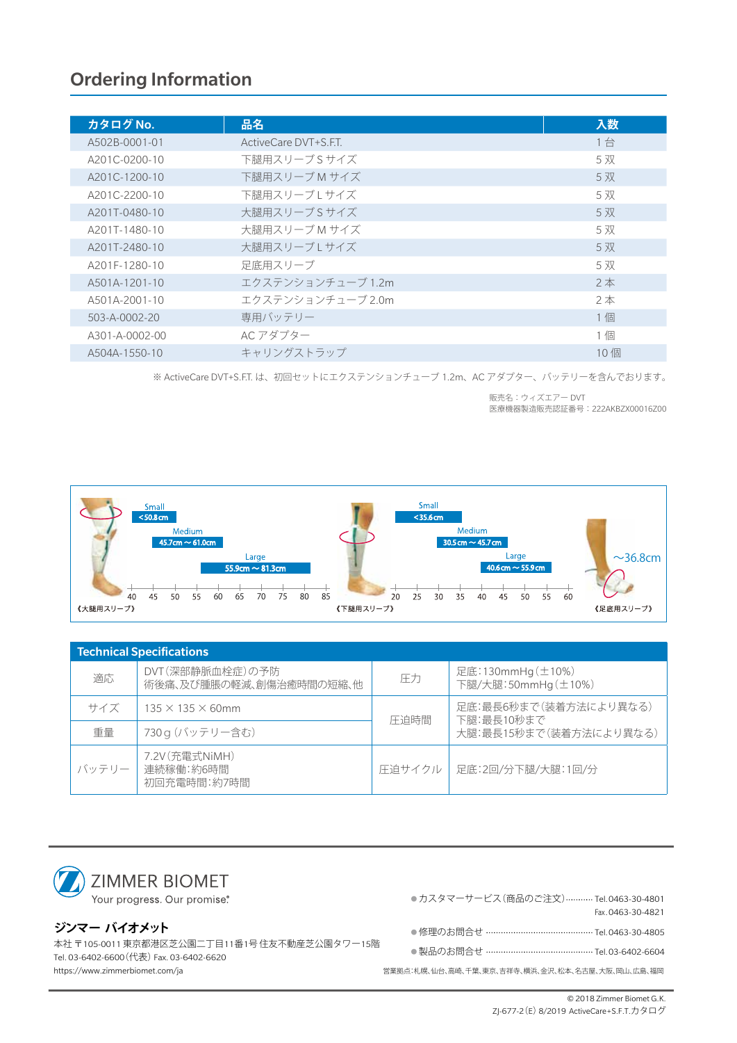## Ordering Information

| カタログ No. | 品名 | 入数 |
|---|---|---|
| A502B-0001-01 | ActiveCare DVT+S.F.T. | 1 台 |
| A201C-0200-10 | 下腿用スリーブ S サイズ | 5 双 |
| A201C-1200-10 | 下腿用スリーブ M サイズ | 5 双 |
| A201C-2200-10 | 下腿用スリーブ L サイズ | 5 双 |
| A201T-0480-10 | 大腿用スリーブ S サイズ | 5 双 |
| A201T-1480-10 | 大腿用スリーブ M サイズ | 5 双 |
| A201T-2480-10 | 大腿用スリーブ L サイズ | 5 双 |
| A201F-1280-10 | 足底用スリーブ | 5 双 |
| A501A-1201-10 | エクステンションチューブ 1.2m | 2 本 |
| A501A-2001-10 | エクステンションチューブ 2.0m | 2 本 |
| 503-A-0002-20 | 専用バッテリー | 1 個 |
| A301-A-0002-00 | AC アダプター | 1 個 |
| A504A-1550-10 | キャリングストラップ | 10 個 |

※ ActiveCare DVT+S.F.T. は、初回セットにエクステンションチューブ 1.2m、AC アダプター、バッテリーを含んでおります。

販売名：ウィズエアー DVT
医療機器製造販売認証番号：222AKBZX00016Z00

Small
<50.8cm
Medium
45.7cm ～ 61.0cm
Large
55.9cm ～ 81.3cm
40 45 50 55 60 65 70 75 80 85
《大腿用スリーブ》

Small
<35.6cm
Medium
30.5cm ～ 45.7cm
Large
40.6cm ～ 55.9cm
20 25 30 35 40 45 50 55 60
《下腿用スリーブ》

～36.8cm
《足底用スリーブ》

## Technical Specifications

| | | | |
|---|---|---|---|
| 適応 | DVT（深部静脈血栓症）の予防<br>術後痛、及び腫脹の軽減、創傷治癒時間の短縮、他 | 圧力 | 足底：130mmHg（±10%）<br>下腿/大腿：50mmHg（±10%） |
| サイズ | 135 × 135 × 60mm | 圧迫時間 | 足底：最長6秒まで（装着方法により異なる）<br>下腿：最長10秒まで<br>大腿：最長15秒まで（装着方法により異なる） |
| 重量 | 730 g（バッテリー含む） | | |
| バッテリー | 7.2V（充電式NiMH）<br>連続稼働：約6時間<br>初回充電時間：約7時間 | 圧迫サイクル | 足底：2回/分下腿/大腿：1回/分 |

ZIMMER BIOMET
Your progress. Our promise.®

**ジンマー バイオメット**
本社 〒105-0011 東京都港区芝公園二丁目11番1号 住友不動産芝公園タワー15階
Tel. 03-6402-6600（代表） Fax. 03-6402-6620
https://www.zimmerbiomet.com/ja

●カスタマーサービス（商品のご注文）………… Tel. 0463-30-4801
Fax. 0463-30-4821
●修理のお問合せ ………………………………… Tel. 0463-30-4805
●製品のお問合せ ………………………………… Tel. 03-6402-6604
営業拠点：札幌、仙台、高崎、千葉、東京、吉祥寺、横浜、金沢、松本、名古屋、大阪、岡山、広島、福岡

© 2018 Zimmer Biomet G.K.
ZJ-677-2（E） 8/2019 ActiveCare+S.F.T.カタログ